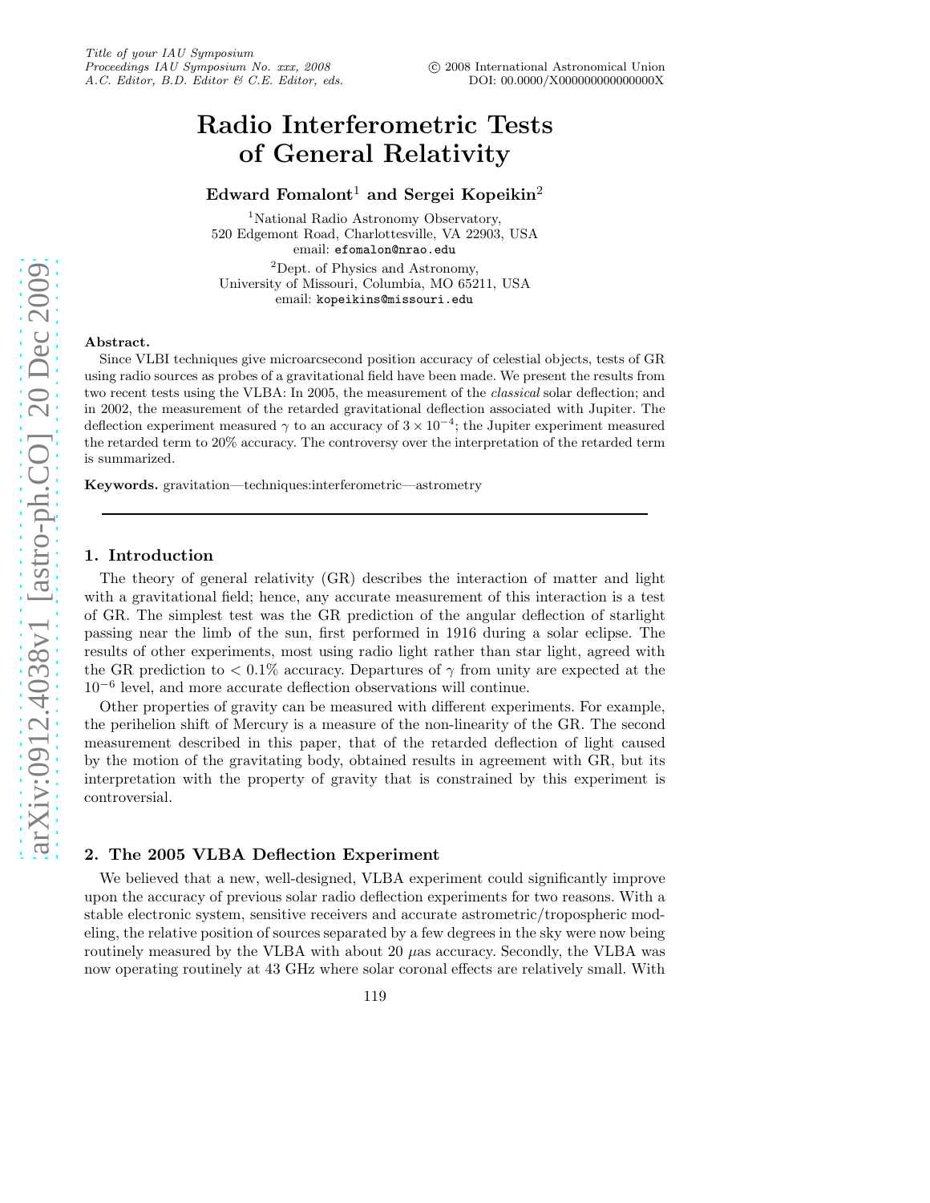# Radio Interferometric Tests of General Relativity

**Edward Fomalont**[1] **and Sergei Kopeikin**[2]

[1]National Radio Astronomy Observatory,
520 Edgemont Road, Charlottesville, VA 22903, USA
email: efomalon@nrao.edu

[2]Dept. of Physics and Astronomy,
University of Missouri, Columbia, MO 65211, USA
email: kopeikins@missouri.edu

**Abstract.**
Since VLBI techniques give microarcsecond position accuracy of celestial objects, tests of GR using radio sources as probes of a gravitational field have been made. We present the results from two recent tests using the VLBA: In 2005, the measurement of the *classical* solar deflection; and in 2002, the measurement of the retarded gravitational deflection associated with Jupiter. The deflection experiment measured $\gamma$ to an accuracy of $3 \times 10^{-4}$; the Jupiter experiment measured the retarded term to 20% accuracy. The controversy over the interpretation of the retarded term is summarized.

**Keywords.** gravitation—techniques:interferometric—astrometry

## 1. Introduction

The theory of general relativity (GR) describes the interaction of matter and light with a gravitational field; hence, any accurate measurement of this interaction is a test of GR. The simplest test was the GR prediction of the angular deflection of starlight passing near the limb of the sun, first performed in 1916 during a solar eclipse. The results of other experiments, most using radio light rather than star light, agreed with the GR prediction to $< 0.1\%$ accuracy. Departures of $\gamma$ from unity are expected at the $10^{-6}$ level, and more accurate deflection observations will continue.

Other properties of gravity can be measured with different experiments. For example, the perihelion shift of Mercury is a measure of the non-linearity of the GR. The second measurement described in this paper, that of the retarded deflection of light caused by the motion of the gravitating body, obtained results in agreement with GR, but its interpretation with the property of gravity that is constrained by this experiment is controversial.

## 2. The 2005 VLBA Deflection Experiment

We believed that a new, well-designed, VLBA experiment could significantly improve upon the accuracy of previous solar radio deflection experiments for two reasons. With a stable electronic system, sensitive receivers and accurate astrometric/tropospheric modeling, the relative position of sources separated by a few degrees in the sky were now being routinely measured by the VLBA with about 20 $\mu$as accuracy. Secondly, the VLBA was now operating routinely at 43 GHz where solar coronal effects are relatively small. With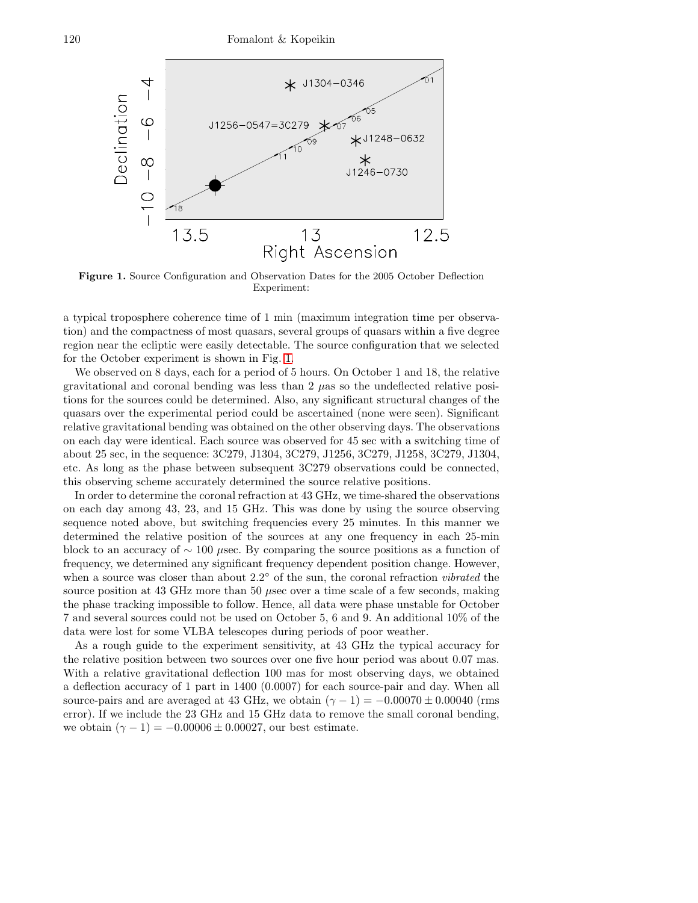**Figure 1.** Source Configuration and Observation Dates for the 2005 October Deflection Experiment:

a typical troposphere coherence time of 1 min (maximum integration time per observation) and the compactness of most quasars, several groups of quasars within a five degree region near the ecliptic were easily detectable. The source configuration that we selected for the October experiment is shown in Fig. 1.

We observed on 8 days, each for a period of 5 hours. On October 1 and 18, the relative gravitational and coronal bending was less than 2 $\mu$as so the undeflected relative positions for the sources could be determined. Also, any significant structural changes of the quasars over the experimental period could be ascertained (none were seen). Significant relative gravitational bending was obtained on the other observing days. The observations on each day were identical. Each source was observed for 45 sec with a switching time of about 25 sec, in the sequence: 3C279, J1304, 3C279, J1256, 3C279, J1258, 3C279, J1304, etc. As long as the phase between subsequent 3C279 observations could be connected, this observing scheme accurately determined the source relative positions.

In order to determine the coronal refraction at 43 GHz, we time-shared the observations on each day among 43, 23, and 15 GHz. This was done by using the source observing sequence noted above, but switching frequencies every 25 minutes. In this manner we determined the relative position of the sources at any one frequency in each 25-min block to an accuracy of $\sim 100$ $\mu$sec. By comparing the source positions as a function of frequency, we determined any significant frequency dependent position change. However, when a source was closer than about 2.2° of the sun, the coronal refraction *vibrated* the source position at 43 GHz more than 50 $\mu$sec over a time scale of a few seconds, making the phase tracking impossible to follow. Hence, all data were phase unstable for October 7 and several sources could not be used on October 5, 6 and 9. An additional 10% of the data were lost for some VLBA telescopes during periods of poor weather.

As a rough guide to the experiment sensitivity, at 43 GHz the typical accuracy for the relative position between two sources over one five hour period was about 0.07 mas. With a relative gravitational deflection 100 mas for most observing days, we obtained a deflection accuracy of 1 part in 1400 (0.0007) for each source-pair and day. When all source-pairs and are averaged at 43 GHz, we obtain $(\gamma - 1) = -0.00070 \pm 0.00040$ (rms error). If we include the 23 GHz and 15 GHz data to remove the small coronal bending, we obtain $(\gamma - 1) = -0.00006 \pm 0.00027$, our best estimate.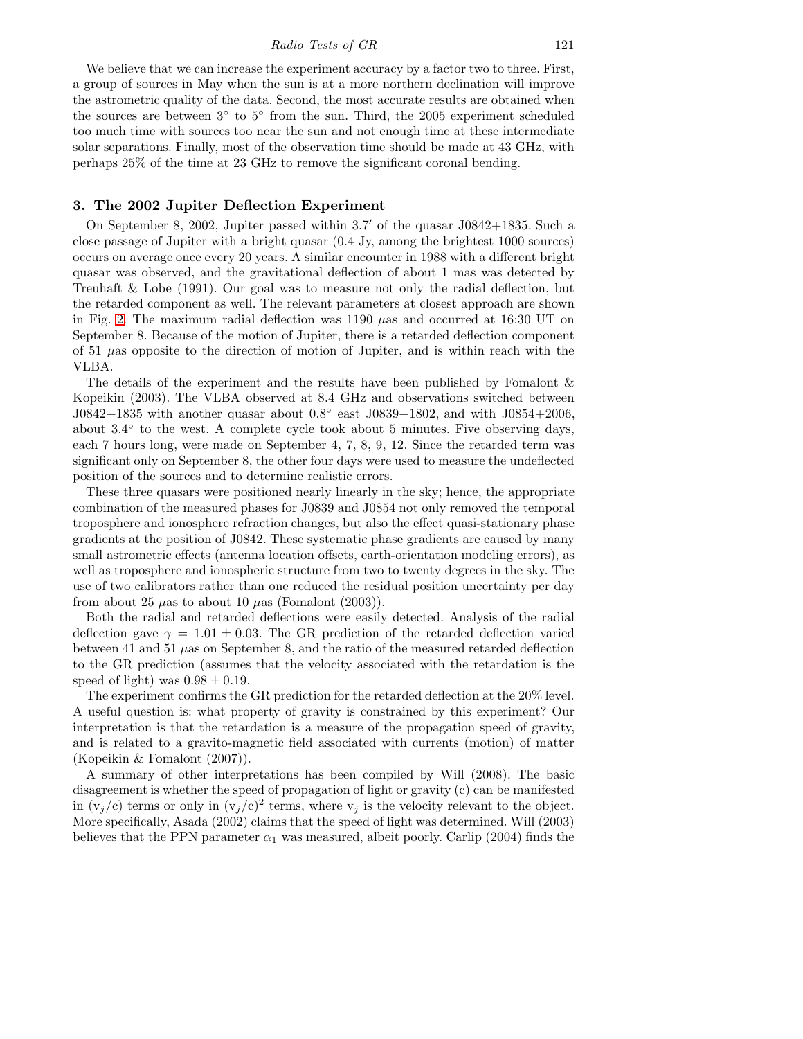We believe that we can increase the experiment accuracy by a factor two to three. First, a group of sources in May when the sun is at a more northern declination will improve the astrometric quality of the data. Second, the most accurate results are obtained when the sources are between 3° to 5° from the sun. Third, the 2005 experiment scheduled too much time with sources too near the sun and not enough time at these intermediate solar separations. Finally, most of the observation time should be made at 43 GHz, with perhaps 25% of the time at 23 GHz to remove the significant coronal bending.

## 3. The 2002 Jupiter Deflection Experiment

On September 8, 2002, Jupiter passed within 3.7′ of the quasar J0842+1835. Such a close passage of Jupiter with a bright quasar (0.4 Jy, among the brightest 1000 sources) occurs on average once every 20 years. A similar encounter in 1988 with a different bright quasar was observed, and the gravitational deflection of about 1 mas was detected by Treuhaft & Lobe (1991). Our goal was to measure not only the radial deflection, but the retarded component as well. The relevant parameters at closest approach are shown in Fig. 2. The maximum radial deflection was 1190 $\mu$as and occurred at 16:30 UT on September 8. Because of the motion of Jupiter, there is a retarded deflection component of 51 $\mu$as opposite to the direction of motion of Jupiter, and is within reach with the VLBA.

The details of the experiment and the results have been published by Fomalont & Kopeikin (2003). The VLBA observed at 8.4 GHz and observations switched between J0842+1835 with another quasar about 0.8° east J0839+1802, and with J0854+2006, about 3.4° to the west. A complete cycle took about 5 minutes. Five observing days, each 7 hours long, were made on September 4, 7, 8, 9, 12. Since the retarded term was significant only on September 8, the other four days were used to measure the undeflected position of the sources and to determine realistic errors.

These three quasars were positioned nearly linearly in the sky; hence, the appropriate combination of the measured phases for J0839 and J0854 not only removed the temporal troposphere and ionosphere refraction changes, but also the effect quasi-stationary phase gradients at the position of J0842. These systematic phase gradients are caused by many small astrometric effects (antenna location offsets, earth-orientation modeling errors), as well as troposphere and ionospheric structure from two to twenty degrees in the sky. The use of two calibrators rather than one reduced the residual position uncertainty per day from about 25 $\mu$as to about 10 $\mu$as (Fomalont (2003)).

Both the radial and retarded deflections were easily detected. Analysis of the radial deflection gave $\gamma = 1.01 \pm 0.03$. The GR prediction of the retarded deflection varied between 41 and 51 $\mu$as on September 8, and the ratio of the measured retarded deflection to the GR prediction (assumes that the velocity associated with the retardation is the speed of light) was $0.98 \pm 0.19$.

The experiment confirms the GR prediction for the retarded deflection at the 20% level. A useful question is: what property of gravity is constrained by this experiment? Our interpretation is that the retardation is a measure of the propagation speed of gravity, and is related to a gravito-magnetic field associated with currents (motion) of matter (Kopeikin & Fomalont (2007)).

A summary of other interpretations has been compiled by Will (2008). The basic disagreement is whether the speed of propagation of light or gravity (c) can be manifested in $(v_j/c)$ terms or only in $(v_j/c)^2$ terms, where $v_j$ is the velocity relevant to the object. More specifically, Asada (2002) claims that the speed of light was determined. Will (2003) believes that the PPN parameter $\alpha_1$ was measured, albeit poorly. Carlip (2004) finds the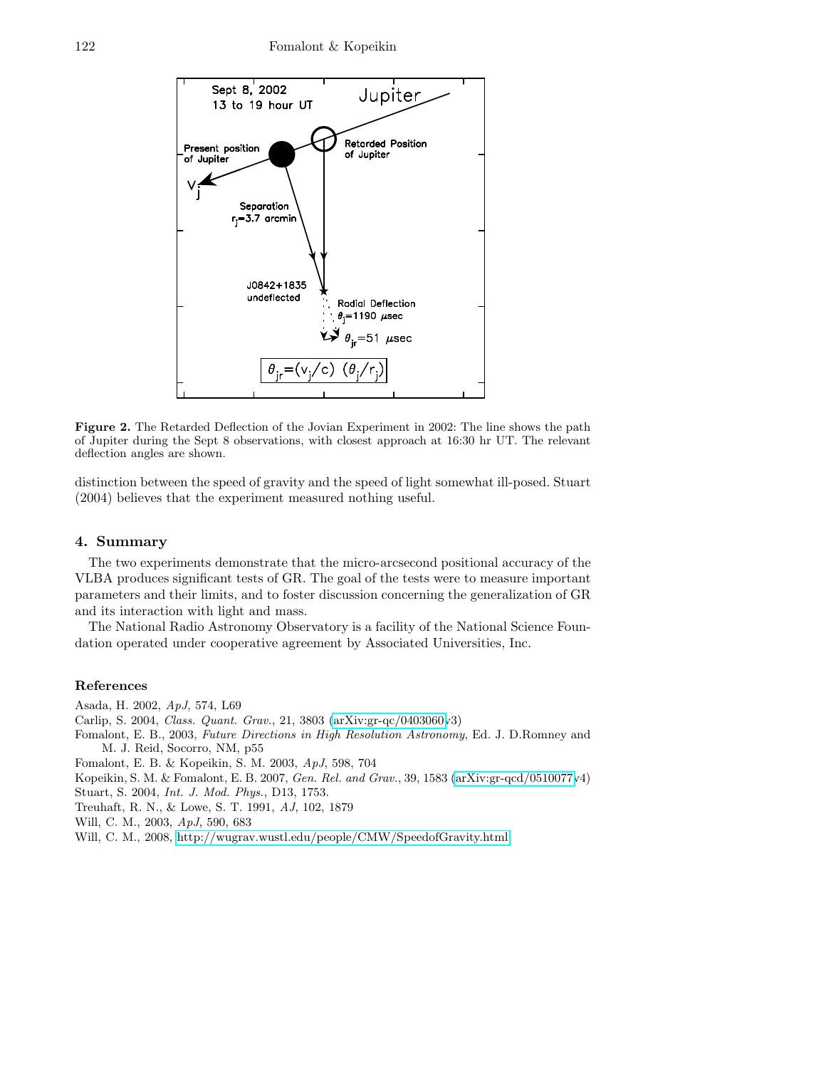Sept 8, 2002
13 to 19 hour UT

Jupiter

Present position of Jupiter

Retarded Position of Jupiter

$V_j$

Separation
$r_j$=3.7 arcmin

J0842+1835
undeflected

Radial Deflection
$\theta_j$=1190 $\mu$sec

$\theta_{jr}$=51 $\mu$sec

$\theta_{jr}=(v_j/c)\ (\theta_j/r_j)$

**Figure 2.** The Retarded Deflection of the Jovian Experiment in 2002: The line shows the path of Jupiter during the Sept 8 observations, with closest approach at 16:30 hr UT. The relevant deflection angles are shown.

distinction between the speed of gravity and the speed of light somewhat ill-posed. Stuart (2004) believes that the experiment measured nothing useful.

## 4. Summary

The two experiments demonstrate that the micro-arcsecond positional accuracy of the VLBA produces significant tests of GR. The goal of the tests were to measure important parameters and their limits, and to foster discussion concerning the generalization of GR and its interaction with light and mass.

The National Radio Astronomy Observatory is a facility of the National Science Foundation operated under cooperative agreement by Associated Universities, Inc.

## References

Asada, H. 2002, *ApJ*, 574, L69

Carlip, S. 2004, *Class. Quant. Grav.*, 21, 3803 (arXiv:gr-qc/0403060v3)

Fomalont, E. B., 2003, *Future Directions in High Resolution Astronomy*, Ed. J. D.Romney and M. J. Reid, Socorro, NM, p55

Fomalont, E. B. & Kopeikin, S. M. 2003, *ApJ*, 598, 704

Kopeikin, S. M. & Fomalont, E. B. 2007, *Gen. Rel. and Grav.*, 39, 1583 (arXiv:gr-qcd/0510077v4)

Stuart, S. 2004, *Int. J. Mod. Phys.*, D13, 1753.

Treuhaft, R. N., & Lowe, S. T. 1991, *AJ*, 102, 1879

Will, C. M., 2003, *ApJ*, 590, 683

Will, C. M., 2008, http://wugrav.wustl.edu/people/CMW/SpeedofGravity.html